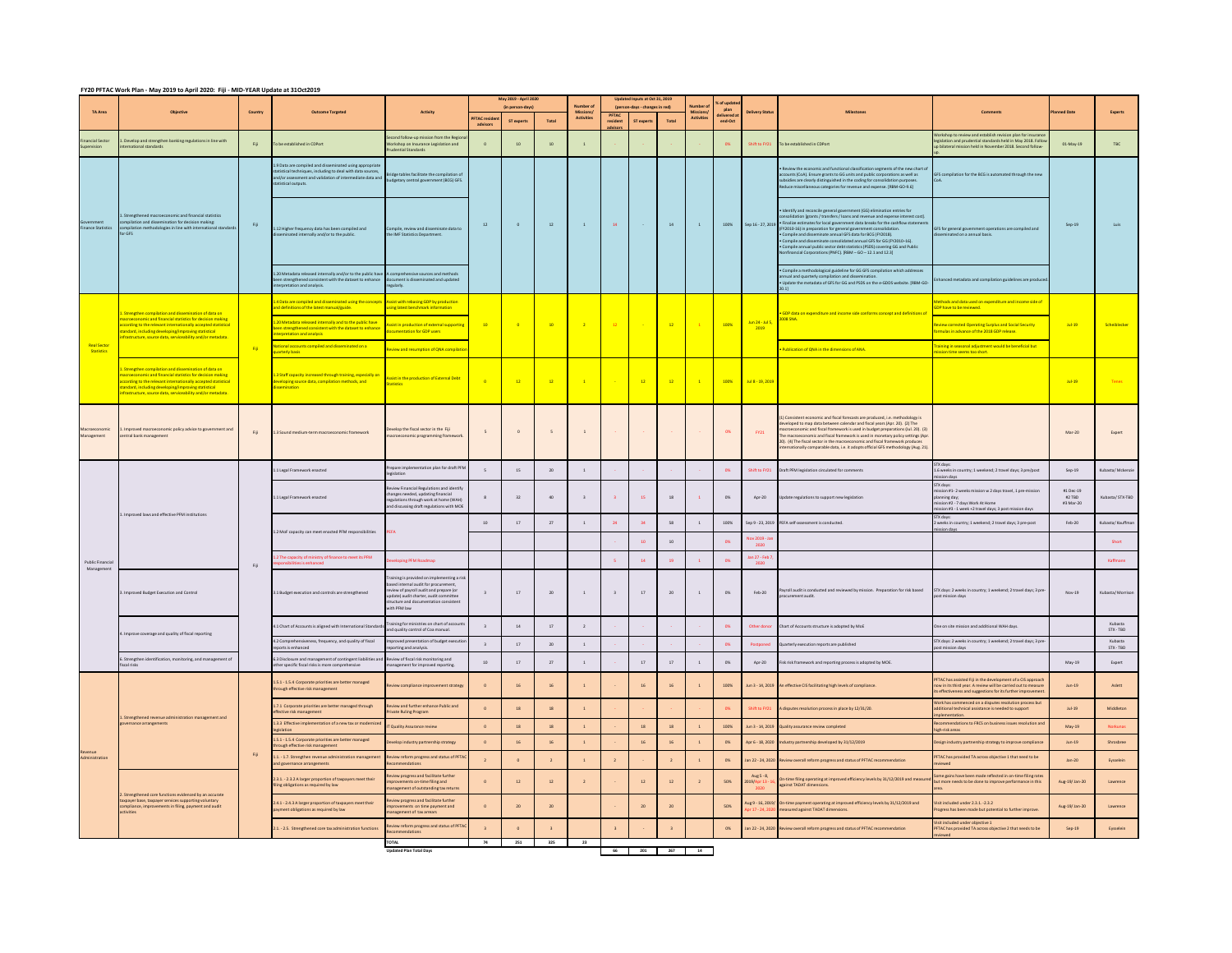## FY20 PFTAC Work Plan - May 2019 to April 2020: Fiji - MID-YEAR Update at 31Oct2019

| TA Area | Objective | Country | Outcome Targeted | Activity | May 2019 - April 2020 (in person-days) PFTAC resident advisors | ST experts | Total | Number of Missions/ Activities | Updated Inputs at Oct 31, 2019 (person-days - changes in red) PFTAC resident advisors | ST experts | Total | Number of Missions/ Activities | % of updated plan delivered at end-Oct | Delivery Status | Milestones | Comments | Planned Date | Experts |
|---|---|---|---|---|---|---|---|---|---|---|---|---|---|---|---|---|---|---|
| Financial Sector Supervision | 1. Develop and strengthen banking regulations in line with international standards | Fiji | To be established in CDPort | Second follow-up mission from the Regional Workshop on Insurance Legislation and Prudential Standards | 0 | 10 | 10 | 1 | - | - | - | - | 0% | Shift to FY21 | To be established in CDPort | Workshop to review and establish revision plan for insurance legislation and prudential standards held in May 2018. Follow up bilateral mission held in November 2018. Second follow-up. | 01-May-19 | TBC |
| Government Finance Statistics | 1. Strengthened macroeconomic and financial statistics compilation and dissemination for decision making: compilation methodologies in line with international standards for GFS | Fiji | 1.9 Data are compiled and disseminated using appropriate statistical techniques, including to deal with data sources, and/or assessment and validation of intermediate data and statistical outputs. | Bridge tables facilitate the compilation of budgetary central government (BCG) GFS. | 12 | 0 | 12 | 1 | 14 | - | 14 | 1 | 100% | Sep 16 - 27, 2019 | • Review the economic and functional classification segments of the new chart of accounts (CoA). Ensure grants to GG units and public corporations as well as subsidies are clearly distinguished in the coding for consolidation purposes. Reduce miscellaneous categories for revenue and expense. [RBM-GO-9.6] | GFS compilation for the BCG is automated through the new CoA. | Sep-19 | Luis |
| | | | 1.12 Higher frequency data has been compiled and disseminated internally and/or to the public. | Compile, review and disseminate data to the IMF Statistics Department. | | | | | | | | | | | • Identify and reconcile general government (GG) elimination entries for consolidation (grants / transfers / loans and revenue and expense interest cost). • Finalize estimates for local government data breaks for the cashflow statements (FY2010-16) in preparation for general government consolidation. • Compile and disseminate annual GFS data for BCG (FY2018). • Compile and disseminate consolidated annual GFS for GG (FY2010-16). • Compile annual public sector debt statistics (PSDS) covering GG and Public Nonfinancial Corporations (PNFC). [RBM – GO – 12.1 and 12.3] | GFS for general government operations are compiled and disseminated on a annual basis. | | |
| | | | 1.20 Metadata released internally and/or to the public have been strengthened consistent with the dataset to enhance interpretation and analysis. | A comprehensive sources and methods document is disseminated and updated regularly. | | | | | | | | | | | • Compile a methodological guideline for GG GFS compilation which addresses annual and quarterly compilation and dissemination. • Update the metadata of GFS for GG and PSDS on the e-GDDS website. [RBM-GO-20.1] | Enhanced metadata and compilation guidelines are produced. | | |
| Real Sector Statistics | 1. Strengthen compilation and dissemination of data on macroeconomic and financial statistics for decision making according to the relevant internationally accepted statistical standard, including developing/improving statistical infrastructure, source data, serviceability and/or metadata. | Fiji | 1.4 Data are compiled and disseminated using the concepts and definitions of the latest manual/guide. | Assist with rebasing GDP by production using latest benchmark information | 10 | 0 | 10 | 1 | 12 | - | 12 | 1 | 100% | Jun 24 - Jul 5, 2019 | • GDP data on expenditure and income side conforms concept and definitions of 2008 SNA. | Methods and data used on expenditure and income side of GDP have to be reviewed. | Jul-19 | Scheiblecker |
| | | | 1.20 Metadata released internally and to the public have been strengthened consistent with the dataset to enhance interpretation and analysis | Assist in production of external supporting documentation for GDP users | | | | | | | | | | | | Review corrected Operating Surplus and Social Security formulas in advance of the 2018 GDP release. | | |
| | | | National accounts compiled and disseminated on a quarterly basis | Review and resumption of QNA compilation | | | | | | | | | | | • Publication of QNA in the dimensions of ANA. | Training in seasonal adjustment would be beneficial but mission time seems too short. | | |
| | 1. Strengthen compilation and dissemination of data on macroeconomic and financial statistics for decision making according to the relevant internationally accepted statistical standard, including developing/improving statistical infrastructure, source data, serviceability and/or metadata. | | 1.3 Staff capacity increased through training, especially on developing source data, compilation methods, and dissemination. | Assist in the production of External Debt Statistics | 0 | 12 | 12 | 1 | - | 12 | 12 | 1 | 100% | Jul 8 - 19, 2019 | | | Jul-19 | Tonec |
| Macroeconomic Management | 1. Improved macroeconomic policy advice to government and central bank management | Fiji | 1.3 Sound medium-term macroeconomic framework | Develop the fiscal sector in the Fiji macroeconomic programming framework. | 5 | 0 | 5 | 1 | - | - | - | - | 0% | FY21 | (1) Consistent economic and fiscal forecasts are produced, i.e. methodology is developed to map data between calendar and fiscal years (Apr. 20). (2) The macroeconomic and fiscal framework is used in budget preparations (Jul. 20). (3) The macroeconomic and fiscal framework is used in monetary policy settings (Apr. 20). (4) The fiscal sector in the macroeconomic and fiscal framework produces internationally comparable data, i.e. it adopts official GFS methodology (Aug. 21). | | Mar-20 | Expert |
| Public Financial Management | 1. Improved laws and effective PFM institutions | Fiji | 1.1 Legal Framework enacted | Prepare implementation plan for draft PFM legislation | 5 | 15 | 20 | 1 | - | - | - | - | 0% | Shift to FY21 | Draft PFM legislation circulated for comments | STX days: 1.6 weeks in country; 1 weekend; 2 travel days; 3 pre/post mission days | Sep-19 | Kubasta/ Mckenzie |
| | | | 1.1 Legal Framework enacted | Review Financial Regulations and identify changes needed, updating financial regulations through work at home (WAH) and discussing draft regulations with MOE | 8 | 32 | 40 | 3 | 3 | 15 | 18 | 1 | 0% | Apr-20 | Update regulations to support new legislation | STX days: mission #1 - 2 weeks mission w 2 days travel; 1 pre-mission planning day; mission #2 - 7 days Work At Home mission #3 - 1 week +2 travel days; 3 post mission days | #1 Dec-19 #2 TBD #3 Mar-20 | Kubasta/ STX-TBD |
| | | | 1.2 MoF capacity can meet enacted PFM responsibilities | PEFA | 10 | 17 | 27 | 1 | 24 | 34 | 58 | 1 | 100% | Sep 9 - 23, 2019 | PEFA self-assessment is conducted. | STX days: 2 weeks in country; 1 weekend; 2 travel days; 3 pre-post mission days | Feb-20 | Kubasta/ Kauffman |
| | | | | | | | | | - | 10 | 10 | | 0% | Nov 2019 - Jan 2020 | | | | Short |
| | | | 1.2 The capacity of ministry of finance to meet its PFM responsibilities is enhanced | Developing PFM Roadmap | | | | | 5 | 14 | 19 | 1 | 0% | Jan 27 - Feb 7, 2020 | | | | Kauffmann |
| | 3. Improved Budget Execution and Control | | 3.1 Budget execution and controls are strengthened | Training is provided on implementing a risk based internal audit for procurement, review of payroll audit and prepare (or update) audit charter, audit committee structure and documentation consistent with PFM law | 3 | 17 | 20 | 1 | 3 | 17 | 20 | 1 | 0% | Feb-20 | Payroll audit is conducted and reviewed by mission. Preparation for risk based procurement audit. | STX days: 2 weeks in country; 1 weekend; 2 travel days; 3 pre-post mission days | Nov-19 | Kubasta/ Morrison |
| | 4. Improve coverage and quality of fiscal reporting | | 4.1 Chart of Accounts is aligned with International Standards | Training for ministries on chart of accounts and quality control of Coa manual. | 3 | 14 | 17 | 2 | - | - | - | - | 0% | Other donor | Chart of Accounts structure is adopted by MoE | One on site mission and additional WAH days | | Kubasta STX - TBD |
| | | | 4.2 Comprehensiveness, frequency, and quality of fiscal reports is enhanced | Improved presentation of budget execution reporting and analysis. | 3 | 17 | 20 | 1 | - | - | - | - | 0% | Postponed | Quarterly execution reports are published | STX days: 2 weeks in country; 1 weekend; 2 travel days; 3 pre-post mission days | | Kubasta STX - TBD |
| | 6. Strengthen identification, monitoring, and management of fiscal risks | | 6.3 Disclosure and management of contingent liabilities and other specific fiscal risks is more comprehensive | Review of fiscal risk monitoring and management for improved reporting. | 10 | 17 | 27 | 1 | - | 17 | 17 | 1 | 0% | Apr-20 | Fisk risk framework and reporting process is adopted by MOE. | | May-19 | Expert |
| Revenue Administration | 1. Strengthened revenue administration management and governance arrangements | Fiji | 1.5.1 - 1.5.4 Corporate priorities are better managed through effective risk management | Review compliance improvement strategy | 0 | 16 | 16 | 1 | - | 16 | 16 | 1 | 100% | Jun 3 - 14, 2019 | An effective CIS facilitating high levels of compliance. | PFTAC has assisted Fiji in the development of a CIS approach now in its third year. A review will be carried out to measure its effectiveness and suggestions for its further improvement. | Jun-19 | Aslett |
| | | | 1.7.1 Corporate priorities are better managed through effective risk management | Review and further enhance Public and Private Ruling Program | 0 | 18 | 18 | 1 | - | - | - | - | 0% | Shift to FY21 | A disputes resolution process in place by 12/31/20. | Work has commenced on a disputes resolution process but additional technical assistance is needed to support implementation. | Jul-19 | Middleton |
| | | | 1.3.3 Effective implementation of a new tax or modernized legislation | IT Quality Assurance review | 0 | 18 | 18 | 1 | - | 18 | 18 | 1 | 100% | Jun 3 - 14, 2019 | Quality assurance review completed | Recommendations to FRCS on business issues resolution and high-risk areas | May-19 | Norkunas |
| | | | 1.5.1 - 1.5.4 Corporate priorities are better managed through effective risk management | Develop industry partnership strategy | 0 | 16 | 16 | 1 | - | 16 | 16 | 1 | 0% | Apr 6 - 18, 2020 | Industry partnership developed by 31/12/2019 | Design industry partnership strategy to improve compliance | Jun-19 | Shrosbree |
| | | | 1.1. - 1.7. Strengthen revenue administration management and governance arrangements | Review reform progress and status of PFTAC Recommendations | 2 | 0 | 2 | 1 | 2 | - | 2 | 1 | 0% | Jan 22 - 24, 2020 | Review overall reform progress and status of PFTAC recommendation | PFTAC has provided TA across objective 1 that need to be reviewed | Jan-20 | Eysselein |
| | 2. Strengthened core functions evidenced by an accurate taxpayer base, taxpayer services supporting voluntary compliance, improvements in filing, payment and audit activities | | 2.3.1. - 2.3.2 A larger proportion of taxpayers meet their filing obligations as required by law | Review progress and facilitate further improvements on-time filing and management of outstanding tax returns | 0 | 12 | 12 | 2 | - | 12 | 12 | 2 | 50% | Aug 6 - 8, 2019/Apr 11 - 16, 2020 | On-time filing operating at improved efficiency levels by 31/12/2019 and measured against TADAT dimensions. | Some gains have been made reflected in on-time filing rates but more needs to be done to improve performance in this area. | Aug-19/ Jan-20 | Lawrence |
| | | | 2.4.1 - 2.4.3 A larger proportion of taxpayers meet their payment obligations as required by law | Review progress and facilitate further improvements on time payment and management of tax arrears | 0 | 20 | 20 | | - | 20 | 20 | | 50% | Aug 9 - 16, 2019/ Apr 17 - 24, 2020 | On-time payment operating at improved efficiency levels by 31/12/2019 and measured against TADAT dimensions. | Visit included under 2.3.1. -2.3.2 Progress has been made but potential to further improve. | Aug-19/ Jan-20 | Lawrence |
| | | | 2.1. - 2.5. Strengthened core tax administration functions | Review reform progress and status of PFTAC Recommendations | 3 | 0 | 3 | | 3 | - | 3 | | 0% | Jan 22 - 24, 2020 | Review overall reform progress and status of PFTAC recommendation | Visit included under objective 1 PFTAC has provided TA across objective 2 that needs to be reviewed | Sep-19 | Eysselein |
| | | | | TOTAL | 74 | 251 | 325 | 23 | | | | | | | | | | |
| | | | | Updated Plan Total Days | | | | | 66 | 201 | 267 | 14 | | | | | | |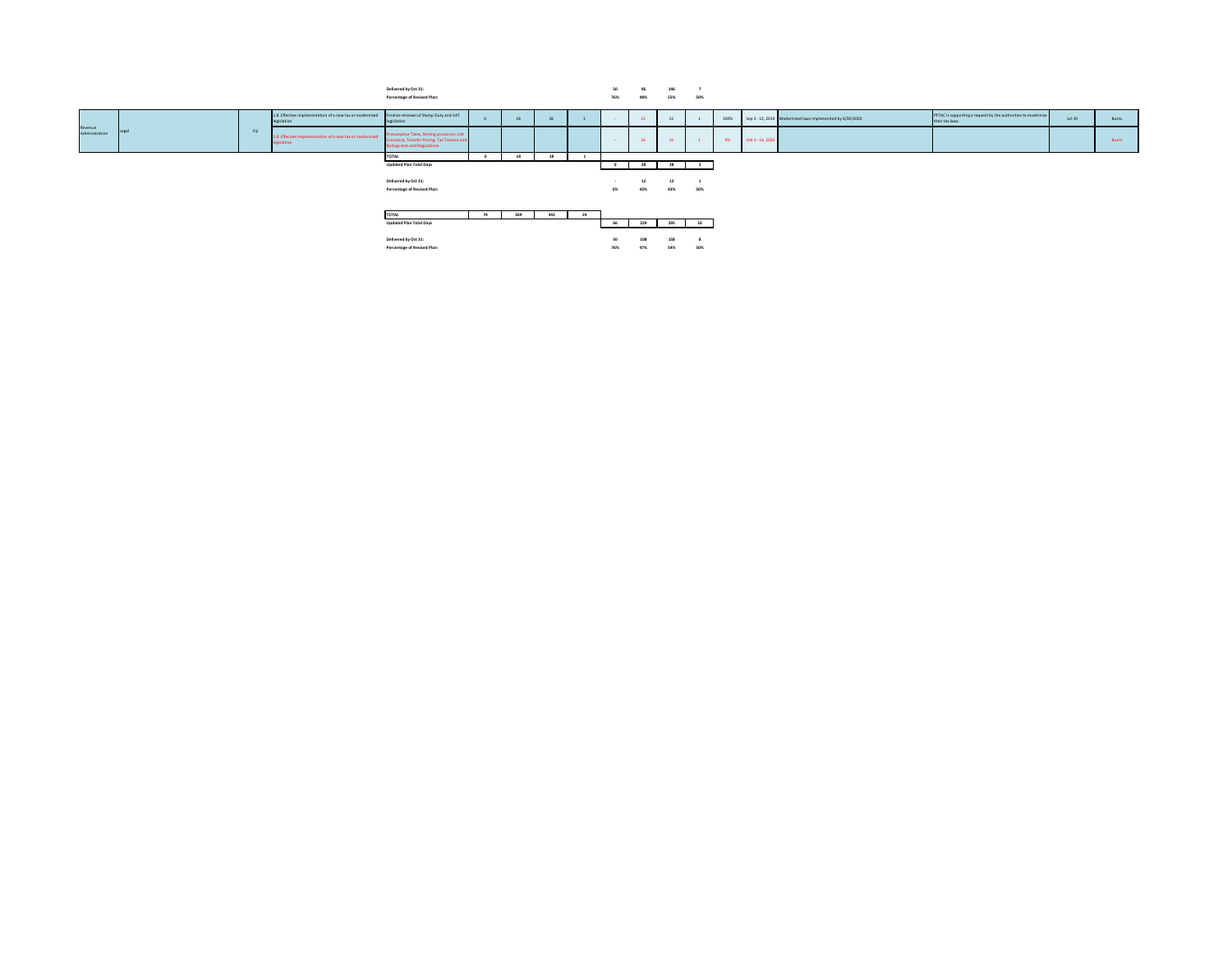| | | | | | | | | | | | |
|---|---|---|---|---|---|---|---|---|---|---|---|
| Delivered by Oct 31: | | | | | 50 | 96 | 146 | 7 | | | |
| Percentage of Revised Plan: | | | | | 76% | 48% | 55% | 50% | | | |

| | | | | | | | | | | | | | | | | | |
|---|---|---|---|---|---|---|---|---|---|---|---|---|---|---|---|---|---|
| Revenue Administration | Legal | Fiji | 1.8. Effective implementation of a new tax or modernized legislation | Finalize renewal of Stamp Duty and VAT legislation | 0 | 18 | 18 | 1 | - | 12 | 12 | 1 | 100% | Sep 3 - 12, 2019 | Modernized laws implemented by 6/30/2020. | PFTAC is supporting a request by the authorities to modernize their tax laws. | Jul-19 | Burns |
| | | | 1.8. Effective implementation of a new tax or modernized legislation | Presumptive Taxes, Mining provisions, Life Insurance, Transfer Pricing, Tax Treaties and Rulings Acts and Regulations | | | | | - | 16 | 16 | 1 | 0% | Feb 3 - 14, 2020 | | | | Burns |
| | | | | TOTAL | 0 | 18 | 18 | 1 | | | | | | | | | | |
| | | | | Updated Plan Total Days | | | | | 0 | 28 | 28 | 2 | | | | | | |
| | | | | Delivered by Oct 31: | | | | | - | 12 | 12 | 1 | | | | | | |
| | | | | Percentage of Revised Plan: | | | | | 0% | 43% | 43% | 50% | | | | | | |

| | | | | | | | | |
|---|---|---|---|---|---|---|---|---|
| TOTAL | 74 | 269 | 343 | 24 | | | | |
| Updated Plan Total Days | | | | | 66 | 229 | 295 | 16 |
| Delivered by Oct 31: | | | | | 50 | 108 | 158 | 8 |
| Percentage of Revised Plan: | | | | | 76% | 47% | 54% | 50% |